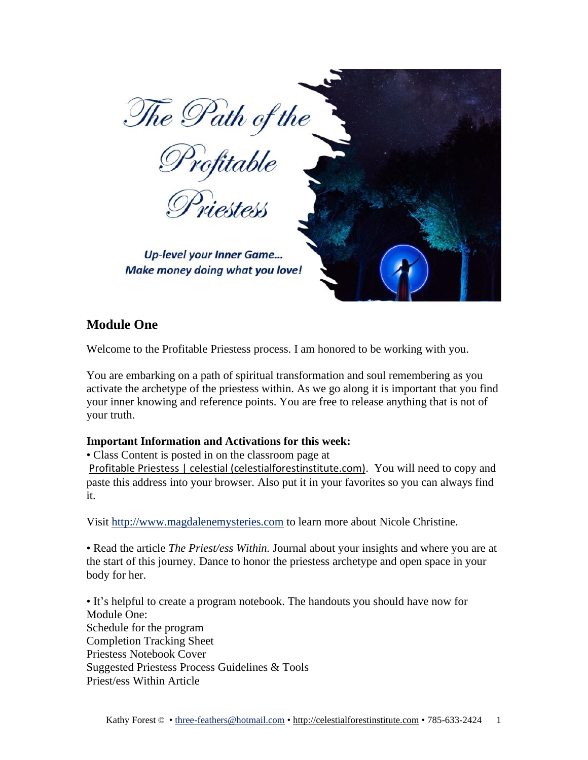# The Path of the Profitable Priestess

*Up-level your Inner Game... Make money doing what you love!*

## Module One

Welcome to the Profitable Priestess process. I am honored to be working with you.

You are embarking on a path of spiritual transformation and soul remembering as you activate the archetype of the priestess within. As we go along it is important that you find your inner knowing and reference points. You are free to release anything that is not of your truth.

**Important Information and Activations for this week:**

• Class Content is posted in on the classroom page at Profitable Priestess | celestial (celestialforestinstitute.com). You will need to copy and paste this address into your browser. Also put it in your favorites so you can always find it.

Visit http://www.magdalenemysteries.com to learn more about Nicole Christine.

• Read the article *The Priest/ess Within.* Journal about your insights and where you are at the start of this journey. Dance to honor the priestess archetype and open space in your body for her.

• It's helpful to create a program notebook. The handouts you should have now for Module One:
Schedule for the program
Completion Tracking Sheet
Priestess Notebook Cover
Suggested Priestess Process Guidelines & Tools
Priest/ess Within Article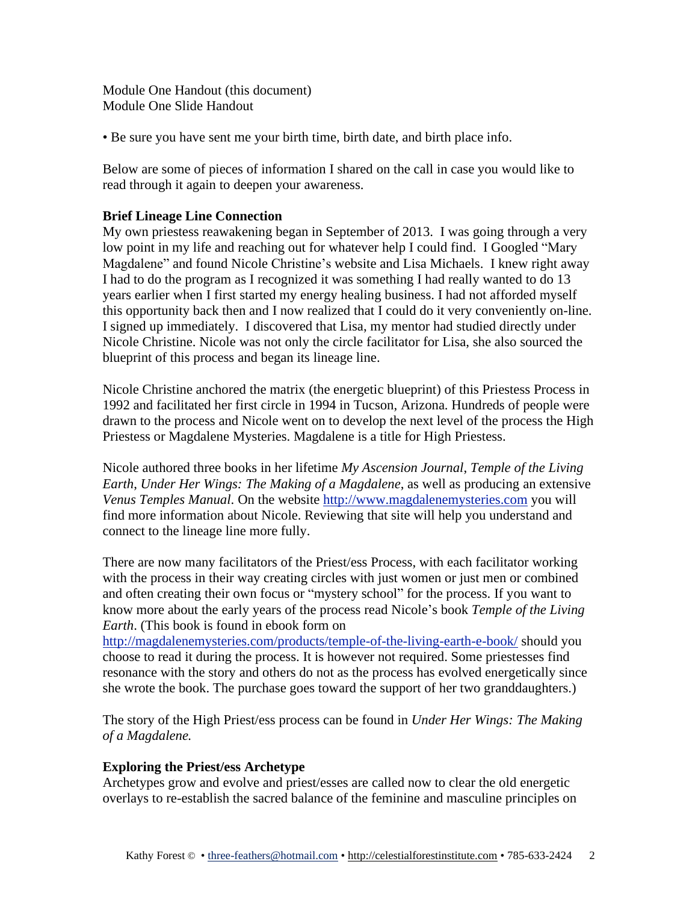Module One Handout (this document)
Module One Slide Handout

• Be sure you have sent me your birth time, birth date, and birth place info.

Below are some of pieces of information I shared on the call in case you would like to read through it again to deepen your awareness.

**Brief Lineage Line Connection**
My own priestess reawakening began in September of 2013. I was going through a very low point in my life and reaching out for whatever help I could find. I Googled "Mary Magdalene" and found Nicole Christine's website and Lisa Michaels. I knew right away I had to do the program as I recognized it was something I had really wanted to do 13 years earlier when I first started my energy healing business. I had not afforded myself this opportunity back then and I now realized that I could do it very conveniently on-line. I signed up immediately. I discovered that Lisa, my mentor had studied directly under Nicole Christine. Nicole was not only the circle facilitator for Lisa, she also sourced the blueprint of this process and began its lineage line.

Nicole Christine anchored the matrix (the energetic blueprint) of this Priestess Process in 1992 and facilitated her first circle in 1994 in Tucson, Arizona. Hundreds of people were drawn to the process and Nicole went on to develop the next level of the process the High Priestess or Magdalene Mysteries. Magdalene is a title for High Priestess.

Nicole authored three books in her lifetime *My Ascension Journal*, *Temple of the Living Earth*, *Under Her Wings: The Making of a Magdalene*, as well as producing an extensive *Venus Temples Manual*. On the website http://www.magdalenemysteries.com you will find more information about Nicole. Reviewing that site will help you understand and connect to the lineage line more fully.

There are now many facilitators of the Priest/ess Process, with each facilitator working with the process in their way creating circles with just women or just men or combined and often creating their own focus or "mystery school" for the process. If you want to know more about the early years of the process read Nicole's book *Temple of the Living Earth*. (This book is found in ebook form on http://magdalenemysteries.com/products/temple-of-the-living-earth-e-book/ should you choose to read it during the process. It is however not required. Some priestesses find resonance with the story and others do not as the process has evolved energetically since she wrote the book. The purchase goes toward the support of her two granddaughters.)

The story of the High Priest/ess process can be found in *Under Her Wings: The Making of a Magdalene.*

**Exploring the Priest/ess Archetype**
Archetypes grow and evolve and priest/esses are called now to clear the old energetic overlays to re-establish the sacred balance of the feminine and masculine principles on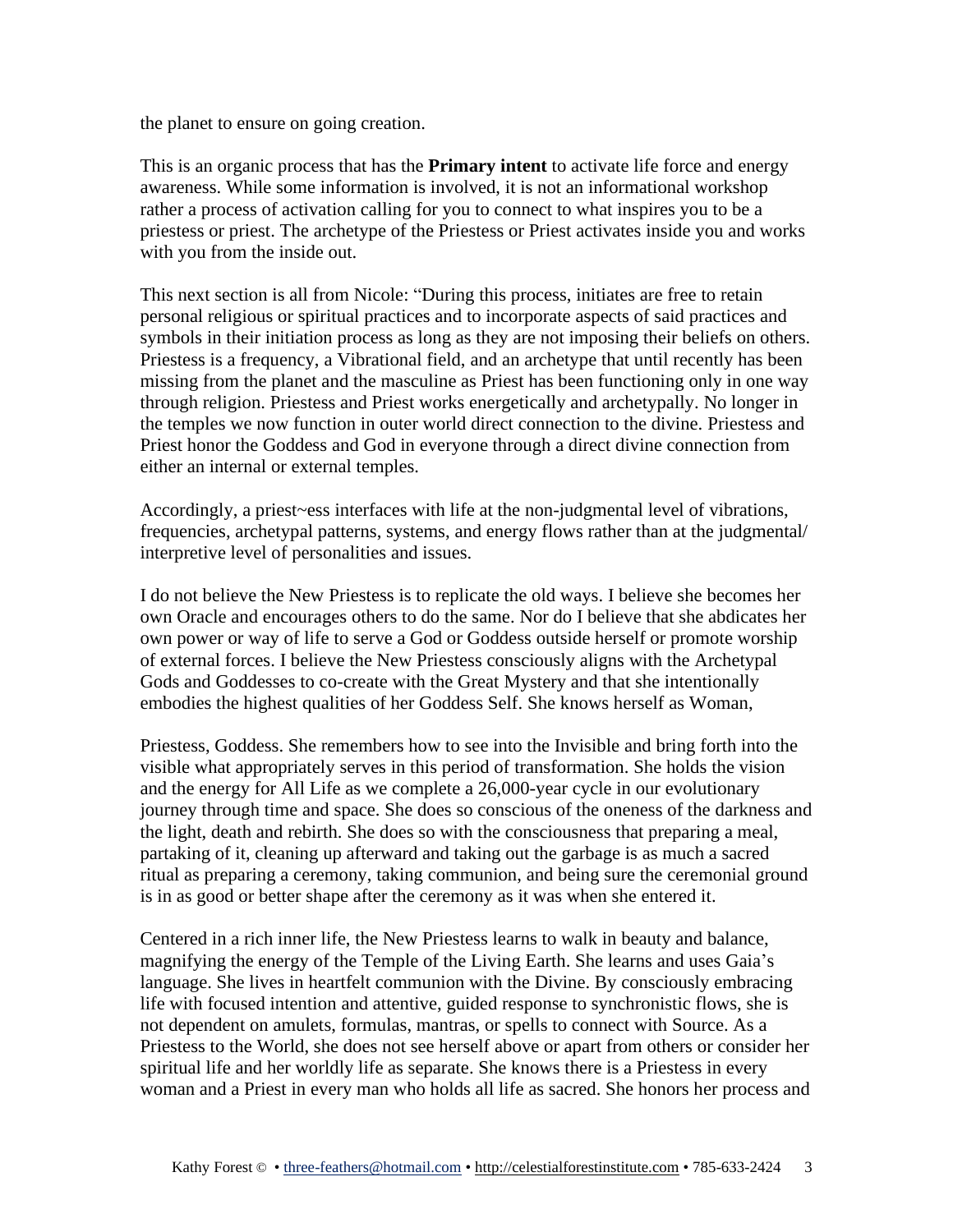the planet to ensure on going creation.

This is an organic process that has the **Primary intent** to activate life force and energy awareness. While some information is involved, it is not an informational workshop rather a process of activation calling for you to connect to what inspires you to be a priestess or priest. The archetype of the Priestess or Priest activates inside you and works with you from the inside out.

This next section is all from Nicole: "During this process, initiates are free to retain personal religious or spiritual practices and to incorporate aspects of said practices and symbols in their initiation process as long as they are not imposing their beliefs on others. Priestess is a frequency, a Vibrational field, and an archetype that until recently has been missing from the planet and the masculine as Priest has been functioning only in one way through religion. Priestess and Priest works energetically and archetypally. No longer in the temples we now function in outer world direct connection to the divine. Priestess and Priest honor the Goddess and God in everyone through a direct divine connection from either an internal or external temples.

Accordingly, a priest~ess interfaces with life at the non-judgmental level of vibrations, frequencies, archetypal patterns, systems, and energy flows rather than at the judgmental/ interpretive level of personalities and issues.

I do not believe the New Priestess is to replicate the old ways. I believe she becomes her own Oracle and encourages others to do the same. Nor do I believe that she abdicates her own power or way of life to serve a God or Goddess outside herself or promote worship of external forces. I believe the New Priestess consciously aligns with the Archetypal Gods and Goddesses to co-create with the Great Mystery and that she intentionally embodies the highest qualities of her Goddess Self. She knows herself as Woman,

Priestess, Goddess. She remembers how to see into the Invisible and bring forth into the visible what appropriately serves in this period of transformation. She holds the vision and the energy for All Life as we complete a 26,000-year cycle in our evolutionary journey through time and space. She does so conscious of the oneness of the darkness and the light, death and rebirth. She does so with the consciousness that preparing a meal, partaking of it, cleaning up afterward and taking out the garbage is as much a sacred ritual as preparing a ceremony, taking communion, and being sure the ceremonial ground is in as good or better shape after the ceremony as it was when she entered it.

Centered in a rich inner life, the New Priestess learns to walk in beauty and balance, magnifying the energy of the Temple of the Living Earth. She learns and uses Gaia's language. She lives in heartfelt communion with the Divine. By consciously embracing life with focused intention and attentive, guided response to synchronistic flows, she is not dependent on amulets, formulas, mantras, or spells to connect with Source. As a Priestess to the World, she does not see herself above or apart from others or consider her spiritual life and her worldly life as separate. She knows there is a Priestess in every woman and a Priest in every man who holds all life as sacred. She honors her process and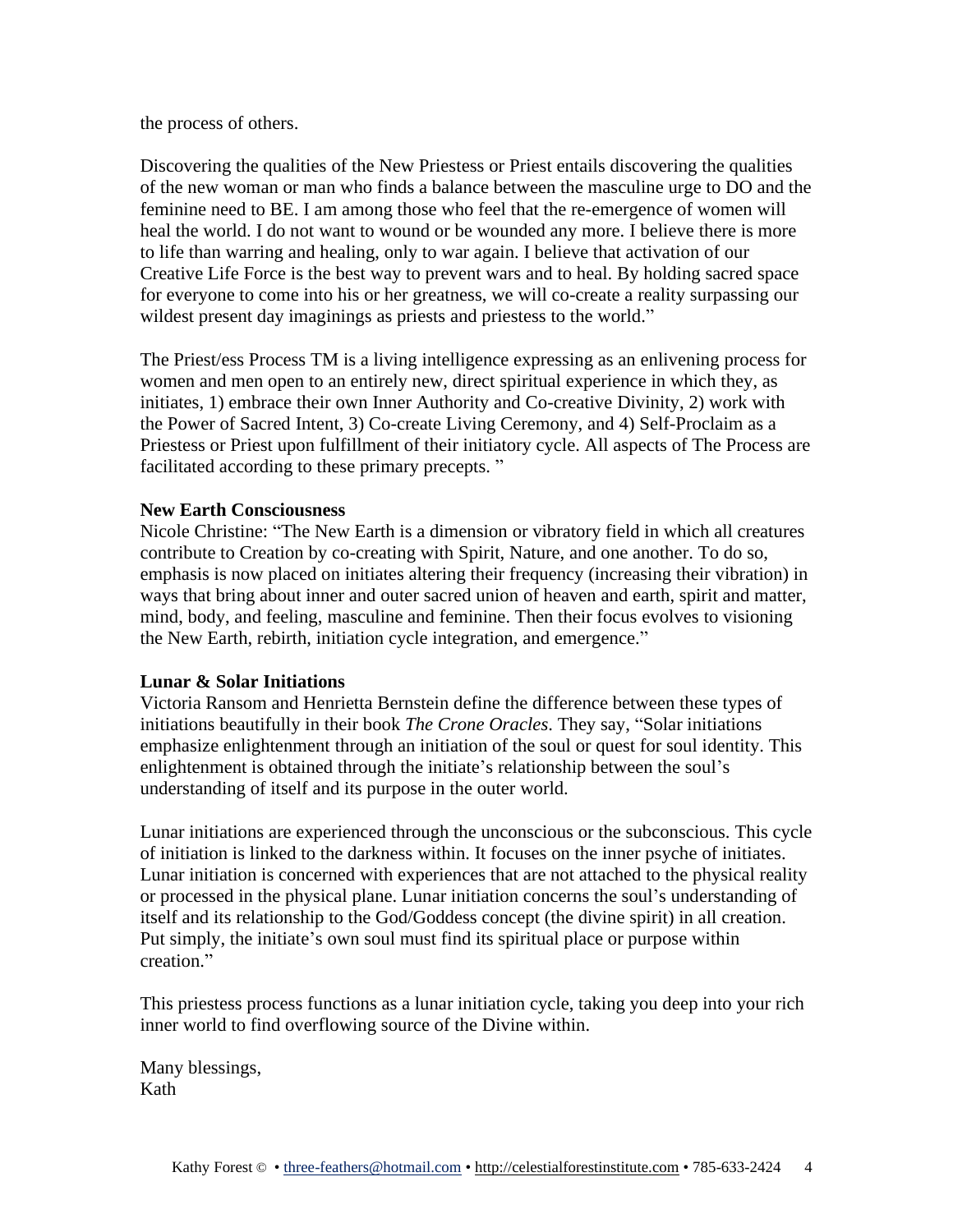the process of others.

Discovering the qualities of the New Priestess or Priest entails discovering the qualities of the new woman or man who finds a balance between the masculine urge to DO and the feminine need to BE. I am among those who feel that the re-emergence of women will heal the world. I do not want to wound or be wounded any more. I believe there is more to life than warring and healing, only to war again. I believe that activation of our Creative Life Force is the best way to prevent wars and to heal. By holding sacred space for everyone to come into his or her greatness, we will co-create a reality surpassing our wildest present day imaginings as priests and priestess to the world."

The Priest/ess Process TM is a living intelligence expressing as an enlivening process for women and men open to an entirely new, direct spiritual experience in which they, as initiates, 1) embrace their own Inner Authority and Co-creative Divinity, 2) work with the Power of Sacred Intent, 3) Co-create Living Ceremony, and 4) Self-Proclaim as a Priestess or Priest upon fulfillment of their initiatory cycle. All aspects of The Process are facilitated according to these primary precepts. "

**New Earth Consciousness**
Nicole Christine: "The New Earth is a dimension or vibratory field in which all creatures contribute to Creation by co-creating with Spirit, Nature, and one another. To do so, emphasis is now placed on initiates altering their frequency (increasing their vibration) in ways that bring about inner and outer sacred union of heaven and earth, spirit and matter, mind, body, and feeling, masculine and feminine. Then their focus evolves to visioning the New Earth, rebirth, initiation cycle integration, and emergence."

**Lunar & Solar Initiations**
Victoria Ransom and Henrietta Bernstein define the difference between these types of initiations beautifully in their book *The Crone Oracles*. They say, "Solar initiations emphasize enlightenment through an initiation of the soul or quest for soul identity. This enlightenment is obtained through the initiate's relationship between the soul's understanding of itself and its purpose in the outer world.

Lunar initiations are experienced through the unconscious or the subconscious. This cycle of initiation is linked to the darkness within. It focuses on the inner psyche of initiates. Lunar initiation is concerned with experiences that are not attached to the physical reality or processed in the physical plane. Lunar initiation concerns the soul's understanding of itself and its relationship to the God/Goddess concept (the divine spirit) in all creation. Put simply, the initiate's own soul must find its spiritual place or purpose within creation."

This priestess process functions as a lunar initiation cycle, taking you deep into your rich inner world to find overflowing source of the Divine within.

Many blessings,
Kath